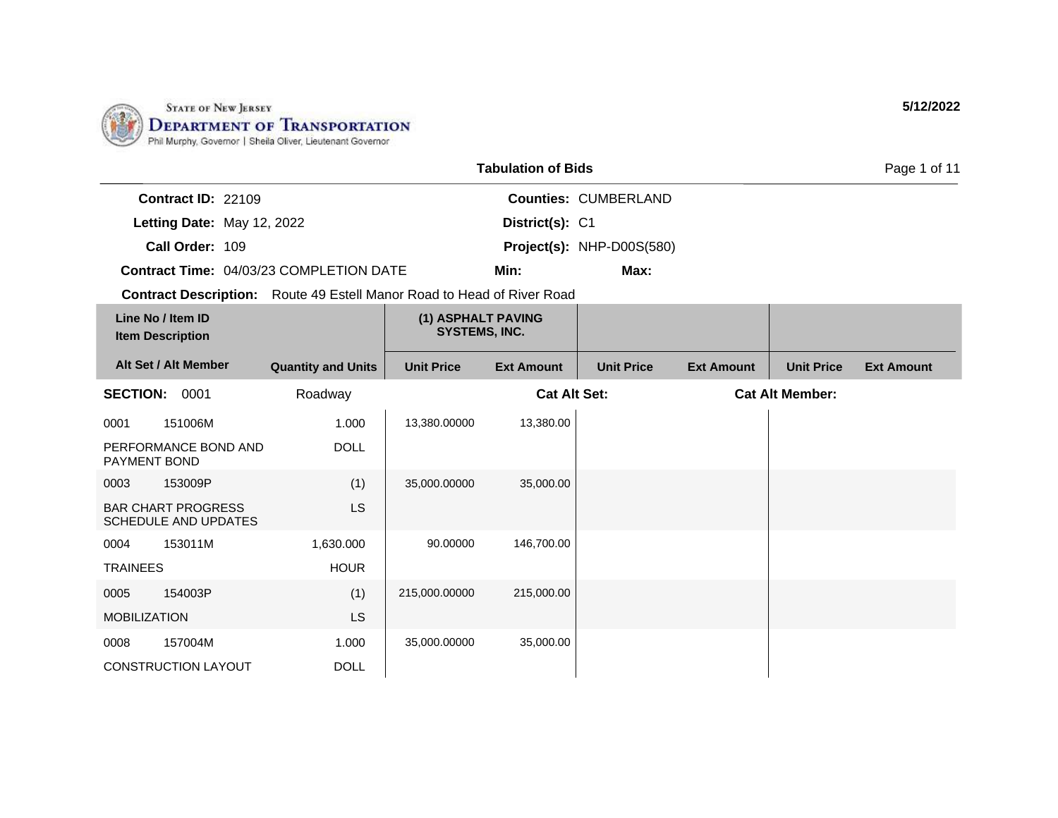State of New Jersey
**Department of Transportation**
Phil Murphy, Governor | Sheila Oliver, Lieutenant Governor

**5/12/2022**

## Tabulation of Bids

**Contract ID:** 22109
**Letting Date:** May 12, 2022
**Call Order:** 109
**Contract Time:** 04/03/23 COMPLETION DATE

**Counties:** CUMBERLAND
**District(s):** C1
**Project(s):** NHP-D00S(580)
**Min:** **Max:**

**Contract Description:** Route 49 Estell Manor Road to Head of River Road

| Line No / Item ID / Item Description / Alt Set / Alt Member | Quantity and Units | (1) ASPHALT PAVING SYSTEMS, INC. Unit Price | (1) ASPHALT PAVING SYSTEMS, INC. Ext Amount | Unit Price | Ext Amount | Unit Price | Ext Amount |
|---|---|---|---|---|---|---|---|
| **SECTION: 0001** | Roadway | | **Cat Alt Set:** | | | **Cat Alt Member:** | |
| 0001 151006M PERFORMANCE BOND AND PAYMENT BOND | 1.000 DOLL | 13,380.00000 | 13,380.00 | | | | |
| 0003 153009P BAR CHART PROGRESS SCHEDULE AND UPDATES | (1) LS | 35,000.00000 | 35,000.00 | | | | |
| 0004 153011M TRAINEES | 1,630.000 HOUR | 90.00000 | 146,700.00 | | | | |
| 0005 154003P MOBILIZATION | (1) LS | 215,000.00000 | 215,000.00 | | | | |
| 0008 157004M CONSTRUCTION LAYOUT | 1.000 DOLL | 35,000.00000 | 35,000.00 | | | | |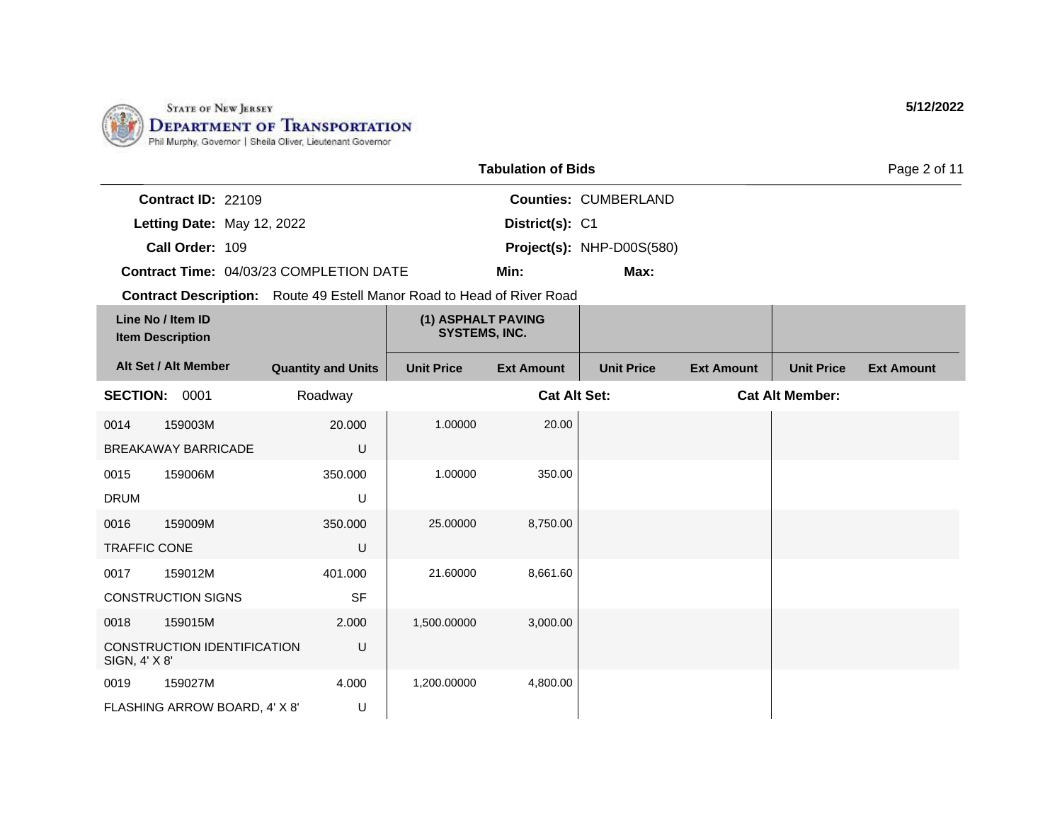STATE OF NEW JERSEY
DEPARTMENT OF TRANSPORTATION
Phil Murphy, Governor | Sheila Oliver, Lieutenant Governor

5/12/2022

## Tabulation of Bids

**Contract ID:** 22109
**Letting Date:** May 12, 2022
**Call Order:** 109
**Contract Time:** 04/03/23 COMPLETION DATE
**Contract Description:** Route 49 Estell Manor Road to Head of River Road

**Counties:** CUMBERLAND
**District(s):** C1
**Project(s):** NHP-D00S(580)
**Min:**
**Max:**

| Line No / Item ID / Item Description | Alt Set / Alt Member | Quantity and Units | (1) ASPHALT PAVING SYSTEMS, INC. Unit Price | (1) ASPHALT PAVING SYSTEMS, INC. Ext Amount | Unit Price | Ext Amount | Unit Price | Ext Amount |
|---|---|---|---|---|---|---|---|---|
| **SECTION: 0001** | | Roadway | | **Cat Alt Set:** | | | **Cat Alt Member:** | |
| 0014 159003M BREAKAWAY BARRICADE | | 20.000 U | 1.00000 | 20.00 | | | | |
| 0015 159006M DRUM | | 350.000 U | 1.00000 | 350.00 | | | | |
| 0016 159009M TRAFFIC CONE | | 350.000 U | 25.00000 | 8,750.00 | | | | |
| 0017 159012M CONSTRUCTION SIGNS | | 401.000 SF | 21.60000 | 8,661.60 | | | | |
| 0018 159015M CONSTRUCTION IDENTIFICATION SIGN, 4' X 8' | | 2.000 U | 1,500.00000 | 3,000.00 | | | | |
| 0019 159027M FLASHING ARROW BOARD, 4' X 8' | | 4.000 U | 1,200.00000 | 4,800.00 | | | | |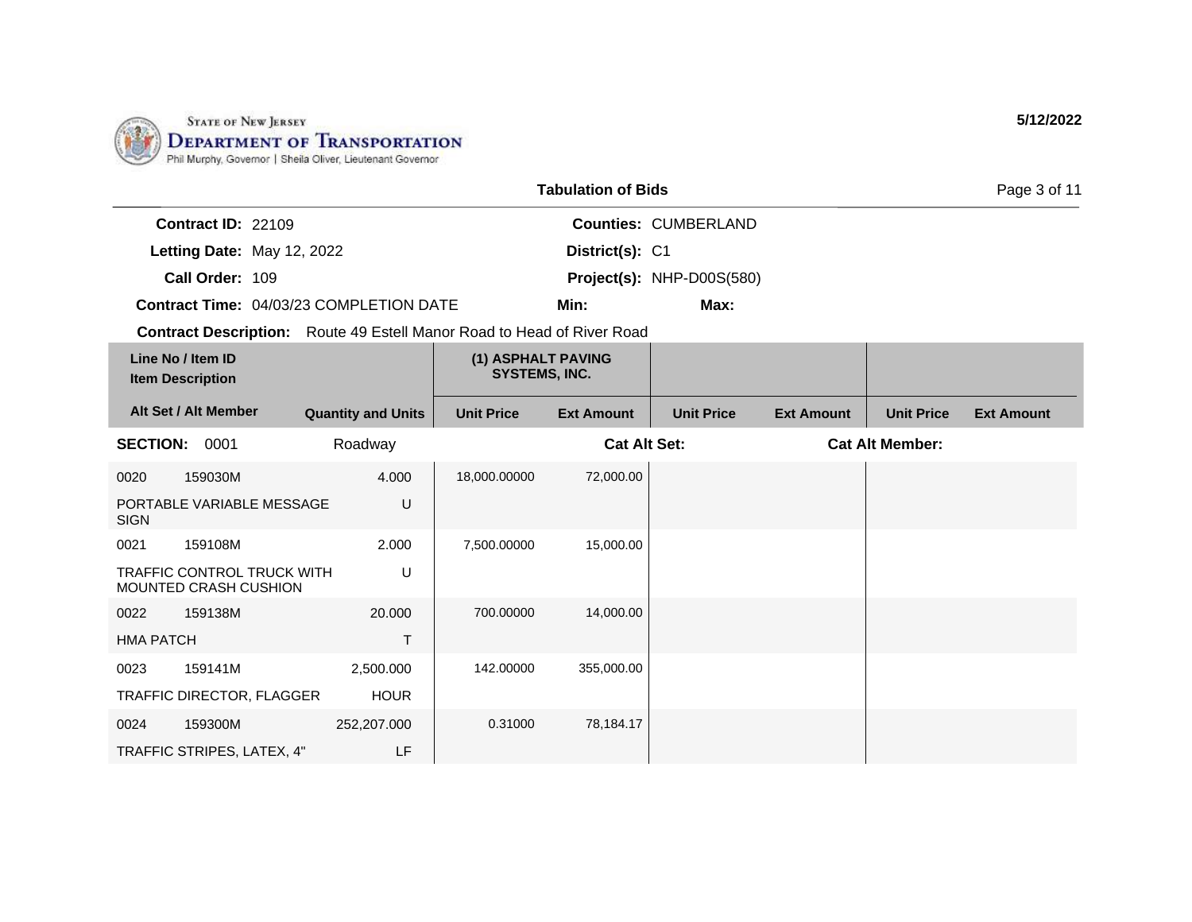STATE OF NEW JERSEY
DEPARTMENT OF TRANSPORTATION
Phil Murphy, Governor | Sheila Oliver, Lieutenant Governor

5/12/2022

## Tabulation of Bids

**Contract ID:** 22109
**Letting Date:** May 12, 2022
**Call Order:** 109
**Contract Time:** 04/03/23 COMPLETION DATE

**Counties:** CUMBERLAND
**District(s):** C1
**Project(s):** NHP-D00S(580)
**Min:** **Max:**

**Contract Description:** Route 49 Estell Manor Road to Head of River Road

| Line No / Item ID<br>Item Description | | (1) ASPHALT PAVING SYSTEMS, INC. | | | | | |
|---|---|---|---|---|---|---|---|
| Alt Set / Alt Member | Quantity and Units | Unit Price | Ext Amount | Unit Price | Ext Amount | Unit Price | Ext Amount |
| **SECTION:** 0001 | Roadway | | **Cat Alt Set:** | | | **Cat Alt Member:** | |
| 0020 159030M<br>PORTABLE VARIABLE MESSAGE SIGN | 4.000<br>U | 18,000.00000 | 72,000.00 | | | | |
| 0021 159108M<br>TRAFFIC CONTROL TRUCK WITH MOUNTED CRASH CUSHION | 2.000<br>U | 7,500.00000 | 15,000.00 | | | | |
| 0022 159138M<br>HMA PATCH | 20.000<br>T | 700.00000 | 14,000.00 | | | | |
| 0023 159141M<br>TRAFFIC DIRECTOR, FLAGGER | 2,500.000<br>HOUR | 142.00000 | 355,000.00 | | | | |
| 0024 159300M<br>TRAFFIC STRIPES, LATEX, 4" | 252,207.000<br>LF | 0.31000 | 78,184.17 | | | | |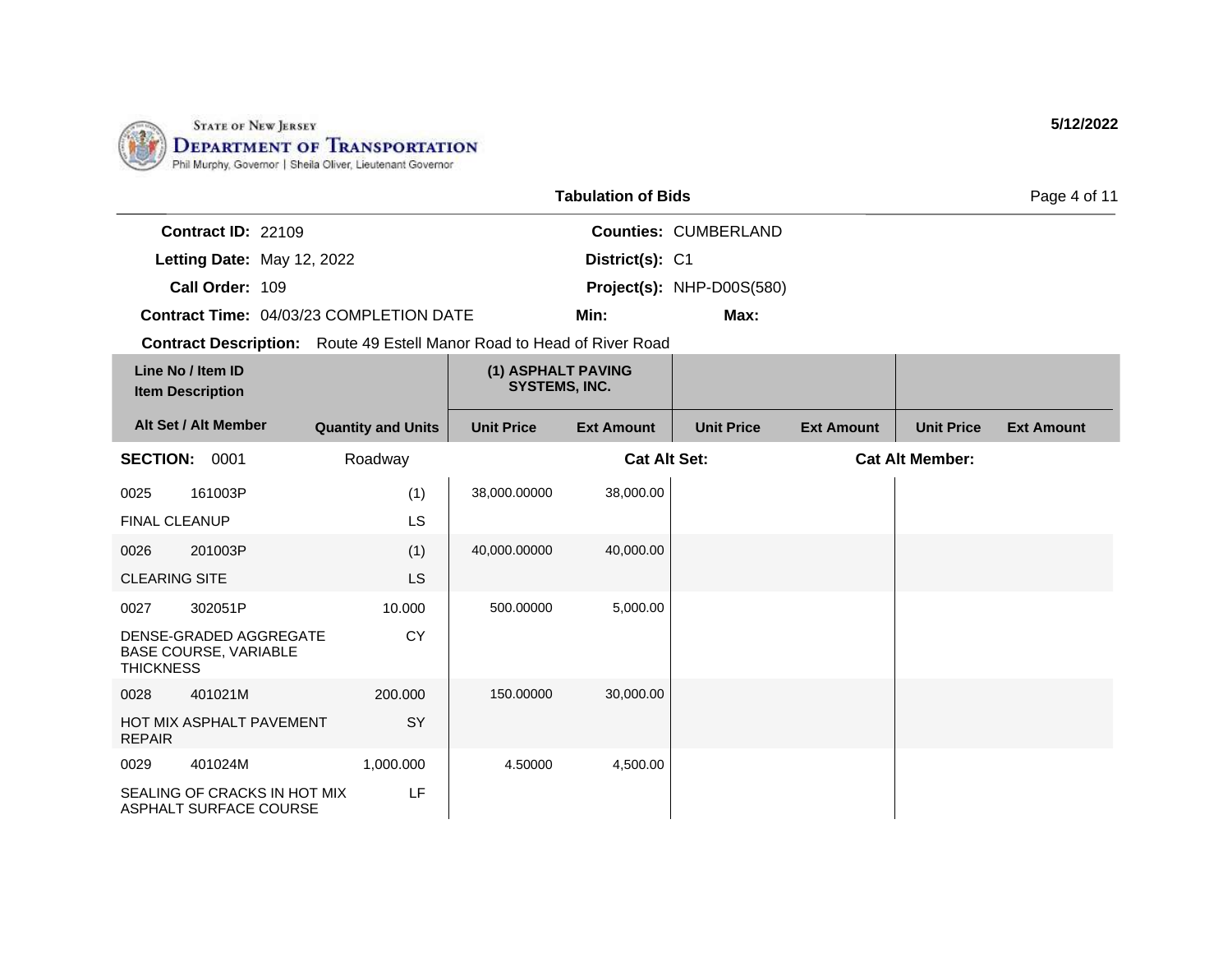STATE OF NEW JERSEY
DEPARTMENT OF TRANSPORTATION
Phil Murphy, Governor | Sheila Oliver, Lieutenant Governor

5/12/2022

## Tabulation of Bids

**Contract ID:** 22109
**Letting Date:** May 12, 2022
**Call Order:** 109
**Contract Time:** 04/03/23 COMPLETION DATE
**Counties:** CUMBERLAND
**District(s):** C1
**Project(s):** NHP-D00S(580)
**Min:**
**Max:**

**Contract Description:** Route 49 Estell Manor Road to Head of River Road

| Line No / Item ID<br>Item Description | | (1) ASPHALT PAVING SYSTEMS, INC. | | | | | |
|---|---|---|---|---|---|---|---|
| **Alt Set / Alt Member** | **Quantity and Units** | **Unit Price** | **Ext Amount** | **Unit Price** | **Ext Amount** | **Unit Price** | **Ext Amount** |
| **SECTION:** 0001 | Roadway | | **Cat Alt Set:** | | **Cat Alt Member:** | | |
| 0025 161003P | (1) | 38,000.00000 | 38,000.00 | | | | |
| FINAL CLEANUP | LS | | | | | | |
| 0026 201003P | (1) | 40,000.00000 | 40,000.00 | | | | |
| CLEARING SITE | LS | | | | | | |
| 0027 302051P | 10.000 | 500.00000 | 5,000.00 | | | | |
| DENSE-GRADED AGGREGATE BASE COURSE, VARIABLE THICKNESS | CY | | | | | | |
| 0028 401021M | 200.000 | 150.00000 | 30,000.00 | | | | |
| HOT MIX ASPHALT PAVEMENT REPAIR | SY | | | | | | |
| 0029 401024M | 1,000.000 | 4.50000 | 4,500.00 | | | | |
| SEALING OF CRACKS IN HOT MIX ASPHALT SURFACE COURSE | LF | | | | | | |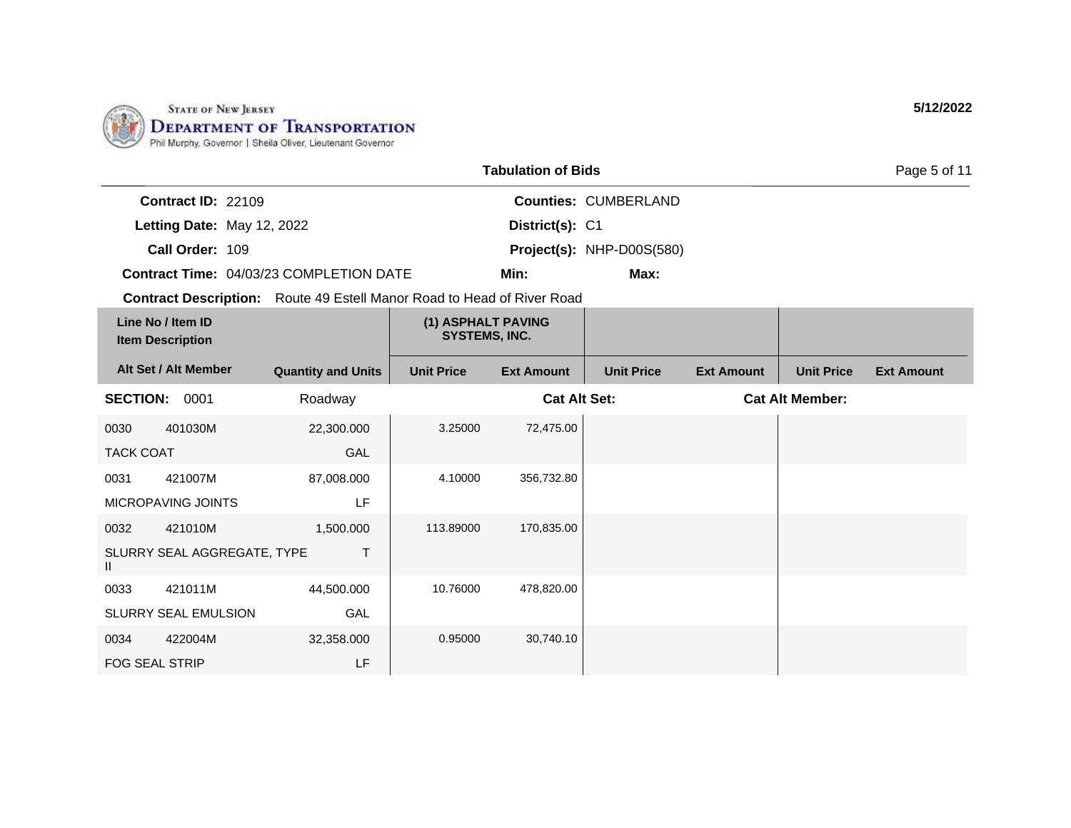State of New Jersey
Department of Transportation
Phil Murphy, Governor | Sheila Oliver, Lieutenant Governor

**5/12/2022**

**Tabulation of Bids**

**Contract ID:** 22109
**Letting Date:** May 12, 2022
**Call Order:** 109
**Contract Time:** 04/03/23 COMPLETION DATE
**Contract Description:** Route 49 Estell Manor Road to Head of River Road

**Counties:** CUMBERLAND
**District(s):** C1
**Project(s):** NHP-D00S(580)
**Min:**
**Max:**

| Line No / Item ID / Item Description | Alt Set / Alt Member | Quantity and Units | (1) ASPHALT PAVING SYSTEMS, INC. Unit Price | (1) ASPHALT PAVING SYSTEMS, INC. Ext Amount | Unit Price | Ext Amount | Unit Price | Ext Amount |
|---|---|---|---|---|---|---|---|---|
| **SECTION: 0001** | | Roadway | | **Cat Alt Set:** | | **Cat Alt Member:** | | |
| 0030 401030M TACK COAT | | 22,300.000 GAL | 3.25000 | 72,475.00 | | | | |
| 0031 421007M MICROPAVING JOINTS | | 87,008.000 LF | 4.10000 | 356,732.80 | | | | |
| 0032 421010M SLURRY SEAL AGGREGATE, TYPE II | | 1,500.000 T | 113.89000 | 170,835.00 | | | | |
| 0033 421011M SLURRY SEAL EMULSION | | 44,500.000 GAL | 10.76000 | 478,820.00 | | | | |
| 0034 422004M FOG SEAL STRIP | | 32,358.000 LF | 0.95000 | 30,740.10 | | | | |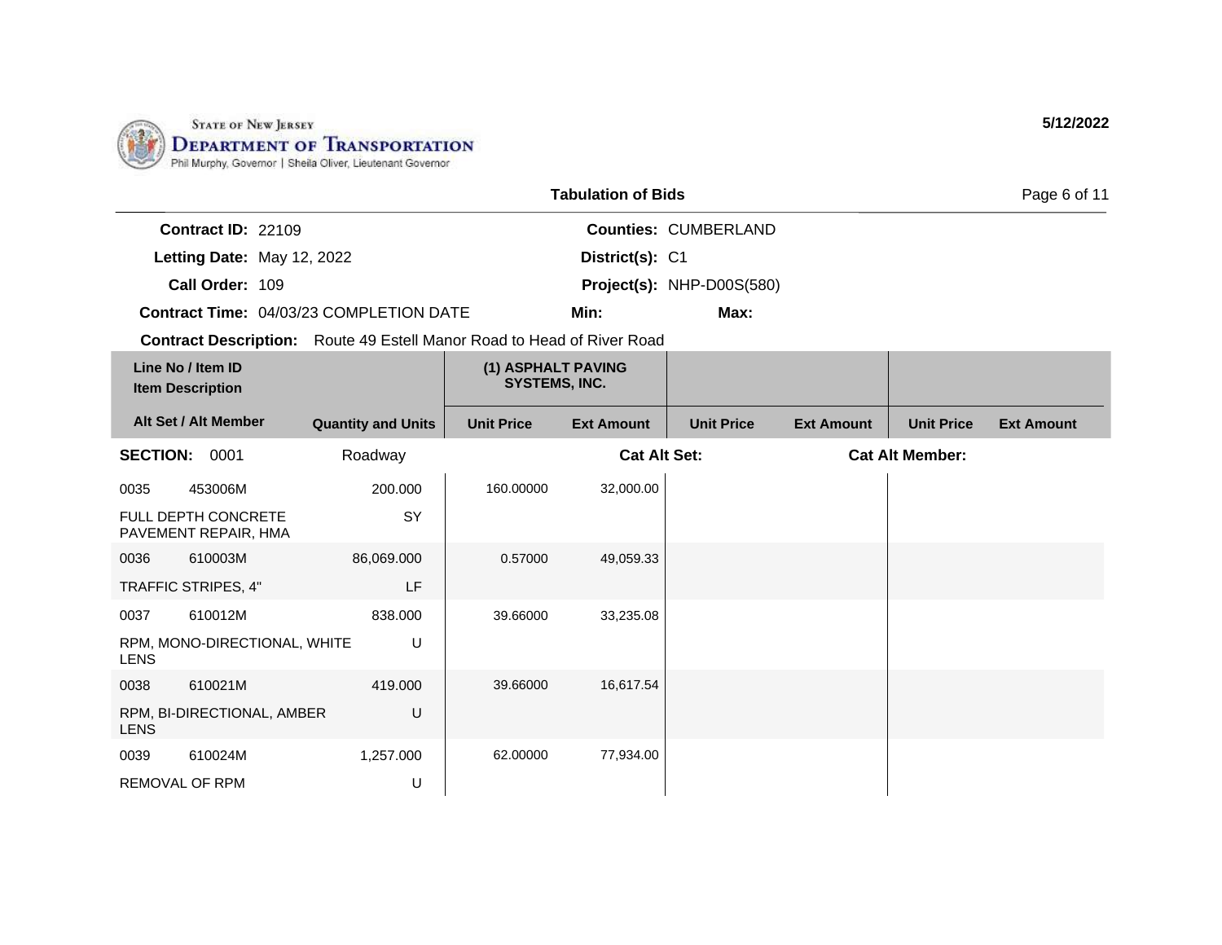STATE OF NEW JERSEY
DEPARTMENT OF TRANSPORTATION
Phil Murphy, Governor | Sheila Oliver, Lieutenant Governor

5/12/2022

**Tabulation of Bids**

**Contract ID:** 22109
**Letting Date:** May 12, 2022
**Call Order:** 109
**Contract Time:** 04/03/23 COMPLETION DATE

**Counties:** CUMBERLAND
**District(s):** C1
**Project(s):** NHP-D00S(580)
**Min:**
**Max:**

**Contract Description:** Route 49 Estell Manor Road to Head of River Road

| Line No / Item ID / Item Description / Alt Set / Alt Member | Quantity and Units | (1) ASPHALT PAVING SYSTEMS, INC. Unit Price | (1) ASPHALT PAVING SYSTEMS, INC. Ext Amount | Unit Price | Ext Amount | Unit Price | Ext Amount |
|---|---|---|---|---|---|---|---|
| **SECTION: 0001** | Roadway | | **Cat Alt Set:** | | | **Cat Alt Member:** | |
| 0035 453006M FULL DEPTH CONCRETE PAVEMENT REPAIR, HMA | 200.000 SY | 160.00000 | 32,000.00 | | | | |
| 0036 610003M TRAFFIC STRIPES, 4" | 86,069.000 LF | 0.57000 | 49,059.33 | | | | |
| 0037 610012M RPM, MONO-DIRECTIONAL, WHITE LENS | 838.000 U | 39.66000 | 33,235.08 | | | | |
| 0038 610021M RPM, BI-DIRECTIONAL, AMBER LENS | 419.000 U | 39.66000 | 16,617.54 | | | | |
| 0039 610024M REMOVAL OF RPM | 1,257.000 U | 62.00000 | 77,934.00 | | | | |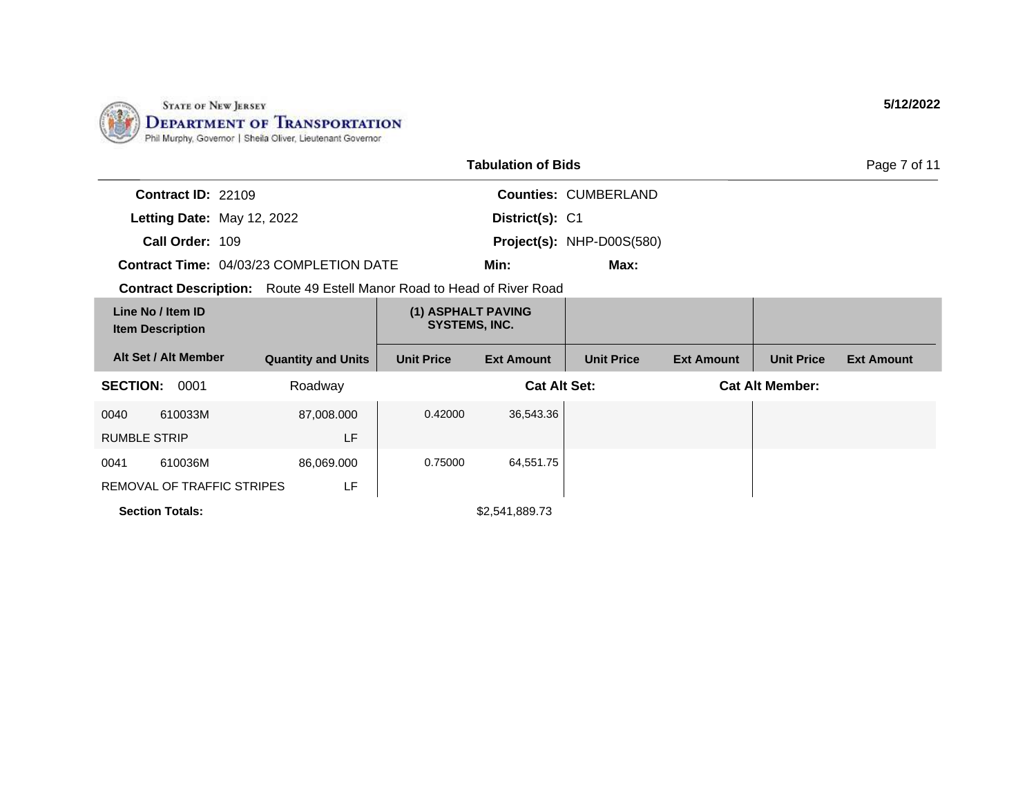State of New Jersey
Department of Transportation
Phil Murphy, Governor | Sheila Oliver, Lieutenant Governor

5/12/2022

## Tabulation of Bids

**Contract ID:** 22109
**Letting Date:** May 12, 2022
**Call Order:** 109
**Contract Time:** 04/03/23 COMPLETION DATE
**Counties:** CUMBERLAND
**District(s):** C1
**Project(s):** NHP-D00S(580)
**Min:**
**Max:**
**Contract Description:** Route 49 Estell Manor Road to Head of River Road

| Line No / Item ID / Item Description | Alt Set / Alt Member | Quantity and Units | (1) ASPHALT PAVING SYSTEMS, INC. Unit Price | (1) ASPHALT PAVING SYSTEMS, INC. Ext Amount | Unit Price | Ext Amount | Unit Price | Ext Amount |
|---|---|---|---|---|---|---|---|---|
| **SECTION: 0001** | | Roadway | | **Cat Alt Set:** | | **Cat Alt Member:** | | |
| 0040 610033M RUMBLE STRIP | | 87,008.000 LF | 0.42000 | 36,543.36 | | | | |
| 0041 610036M REMOVAL OF TRAFFIC STRIPES | | 86,069.000 LF | 0.75000 | 64,551.75 | | | | |
| **Section Totals:** | | | | $2,541,889.73 | | | | |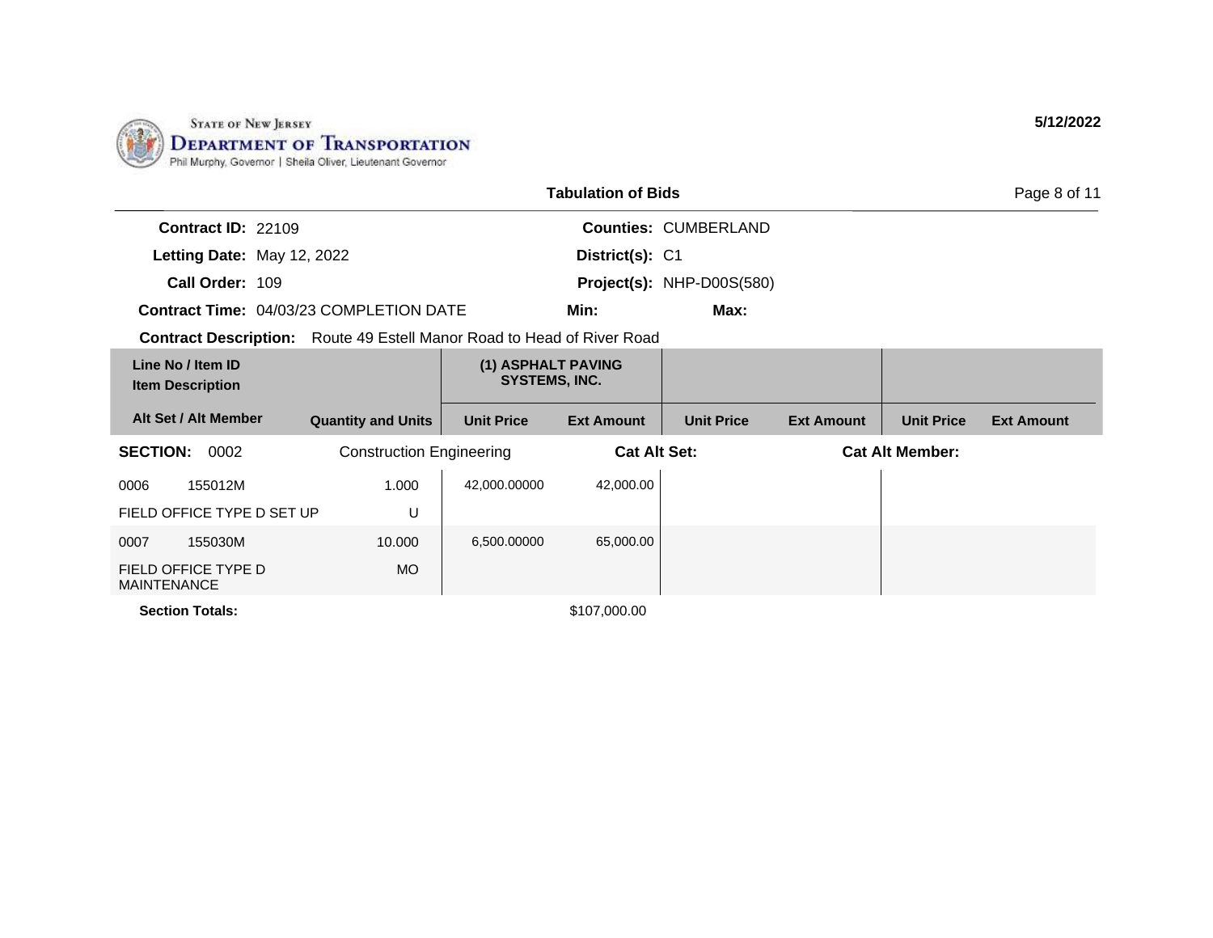STATE OF NEW JERSEY
DEPARTMENT OF TRANSPORTATION
Phil Murphy, Governor | Sheila Oliver, Lieutenant Governor

5/12/2022

## Tabulation of Bids

**Contract ID:** 22109
**Letting Date:** May 12, 2022
**Call Order:** 109
**Contract Time:** 04/03/23 COMPLETION DATE
**Counties:** CUMBERLAND
**District(s):** C1
**Project(s):** NHP-D00S(580)
**Min:**
**Max:**

**Contract Description:** Route 49 Estell Manor Road to Head of River Road

| Line No / Item ID / Item Description / Alt Set / Alt Member | Quantity and Units | (1) ASPHALT PAVING SYSTEMS, INC. Unit Price | (1) ASPHALT PAVING SYSTEMS, INC. Ext Amount | Unit Price | Ext Amount | Unit Price | Ext Amount |
|---|---|---|---|---|---|---|---|
| **SECTION: 0002** Construction Engineering | | **Cat Alt Set:** | | | **Cat Alt Member:** | | |
| 0006 155012M FIELD OFFICE TYPE D SET UP | 1.000 U | 42,000.00000 | 42,000.00 | | | | |
| 0007 155030M FIELD OFFICE TYPE D MAINTENANCE | 10.000 MO | 6,500.00000 | 65,000.00 | | | | |
| **Section Totals:** | | | $107,000.00 | | | | |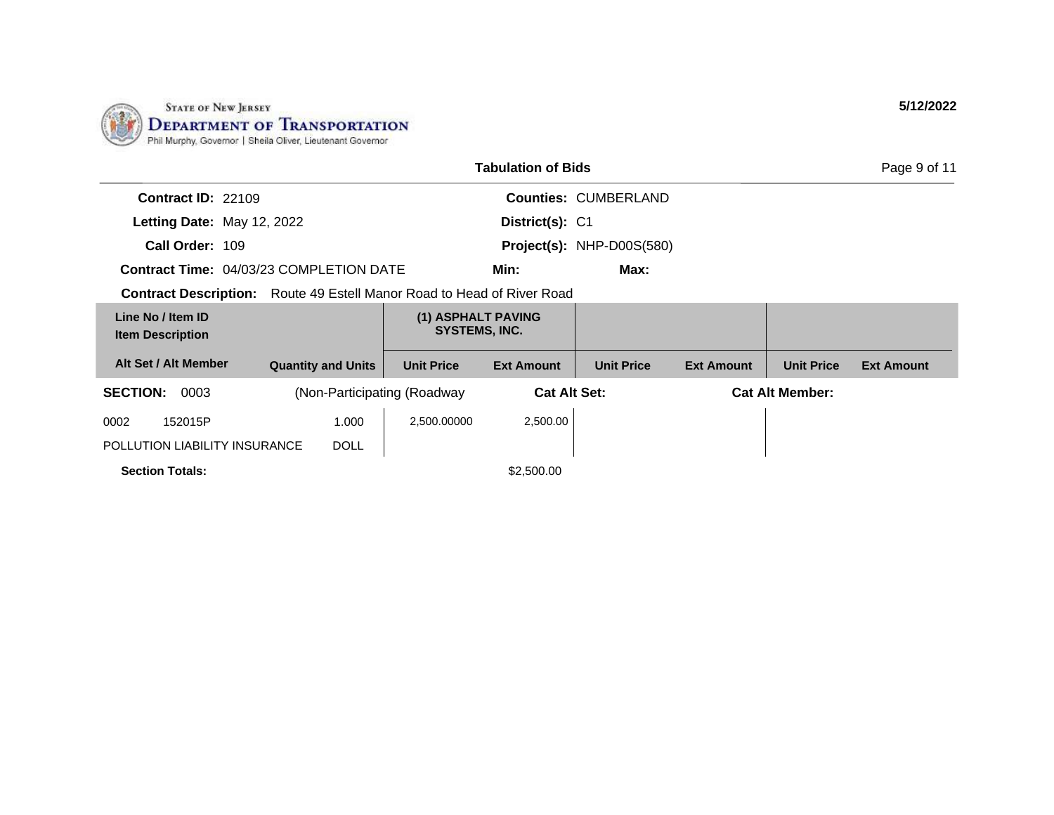STATE OF NEW JERSEY
DEPARTMENT OF TRANSPORTATION
Phil Murphy, Governor | Sheila Oliver, Lieutenant Governor

5/12/2022

## Tabulation of Bids

**Contract ID:** 22109
**Letting Date:** May 12, 2022
**Call Order:** 109
**Contract Time:** 04/03/23 COMPLETION DATE
**Contract Description:** Route 49 Estell Manor Road to Head of River Road

**Counties:** CUMBERLAND
**District(s):** C1
**Project(s):** NHP-D00S(580)
**Min:**
**Max:**

| Line No / Item ID<br>Item Description | | (1) ASPHALT PAVING SYSTEMS, INC. | | | | | |
|---|---|---|---|---|---|---|---|
| **Alt Set / Alt Member** | **Quantity and Units** | **Unit Price** | **Ext Amount** | **Unit Price** | **Ext Amount** | **Unit Price** | **Ext Amount** |
| **SECTION:** 0003 | (Non-Participating (Roadway | | **Cat Alt Set:** | | **Cat Alt Member:** | | |
| 0002 152015P<br>POLLUTION LIABILITY INSURANCE | 1.000<br>DOLL | 2,500.00000 | 2,500.00 | | | | |
| **Section Totals:** | | | $2,500.00 | | | | |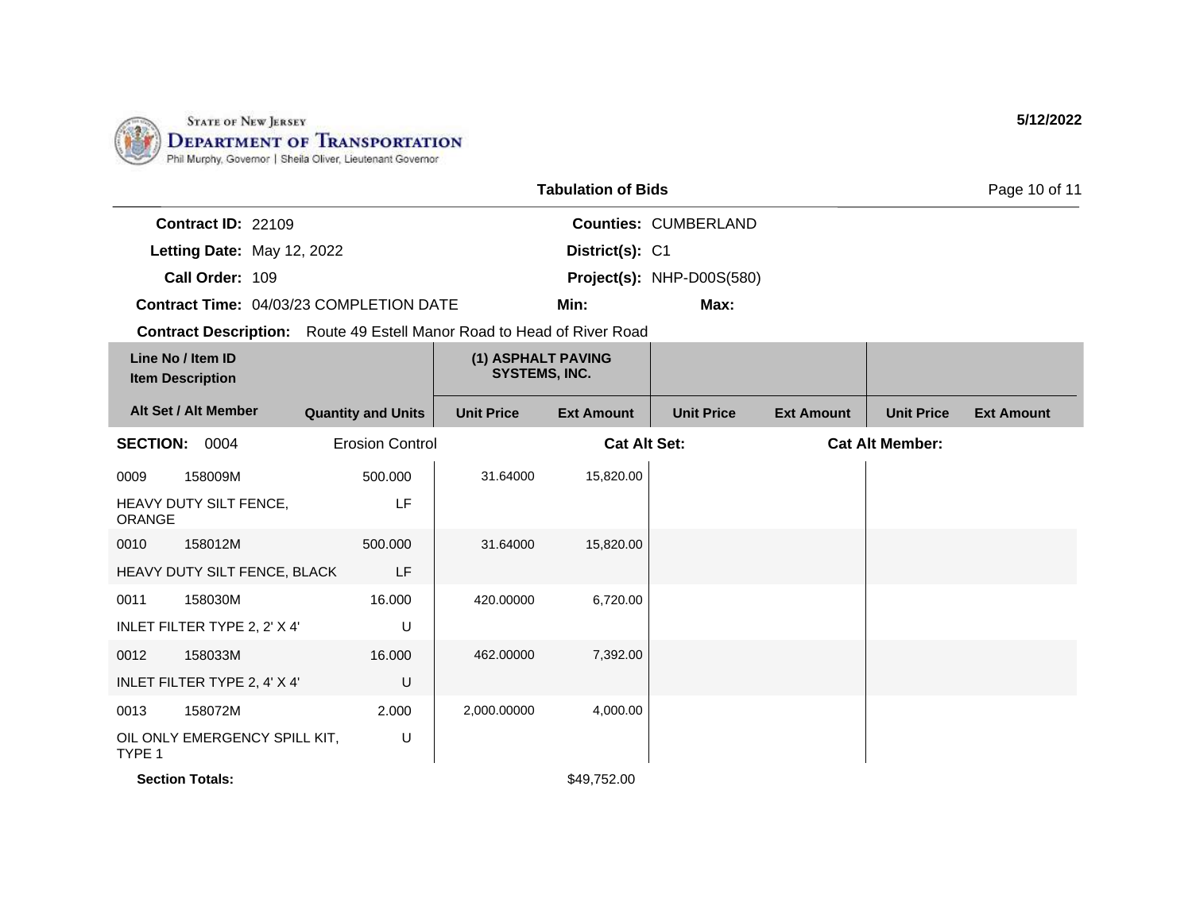State of New Jersey
Department of Transportation
Phil Murphy, Governor | Sheila Oliver, Lieutenant Governor

5/12/2022

## Tabulation of Bids

**Contract ID:** 22109
**Letting Date:** May 12, 2022
**Call Order:** 109
**Contract Time:** 04/03/23 COMPLETION DATE
**Counties:** CUMBERLAND
**District(s):** C1
**Project(s):** NHP-D00S(580)
**Min:**
**Max:**

**Contract Description:** Route 49 Estell Manor Road to Head of River Road

| Line No / Item ID / Item Description | | Quantity and Units | (1) ASPHALT PAVING SYSTEMS, INC. Unit Price | Ext Amount | Unit Price | Ext Amount | Unit Price | Ext Amount |
|---|---|---|---|---|---|---|---|---|
| **SECTION: 0004** | | Erosion Control | | Cat Alt Set: | | Cat Alt Member: | | |
| 0009 | 158009M | 500.000 | 31.64000 | 15,820.00 | | | | |
| HEAVY DUTY SILT FENCE, ORANGE | | LF | | | | | | |
| 0010 | 158012M | 500.000 | 31.64000 | 15,820.00 | | | | |
| HEAVY DUTY SILT FENCE, BLACK | | LF | | | | | | |
| 0011 | 158030M | 16.000 | 420.00000 | 6,720.00 | | | | |
| INLET FILTER TYPE 2, 2' X 4' | | U | | | | | | |
| 0012 | 158033M | 16.000 | 462.00000 | 7,392.00 | | | | |
| INLET FILTER TYPE 2, 4' X 4' | | U | | | | | | |
| 0013 | 158072M | 2.000 | 2,000.00000 | 4,000.00 | | | | |
| OIL ONLY EMERGENCY SPILL KIT, TYPE 1 | | U | | | | | | |
| **Section Totals:** | | | | $49,752.00 | | | | |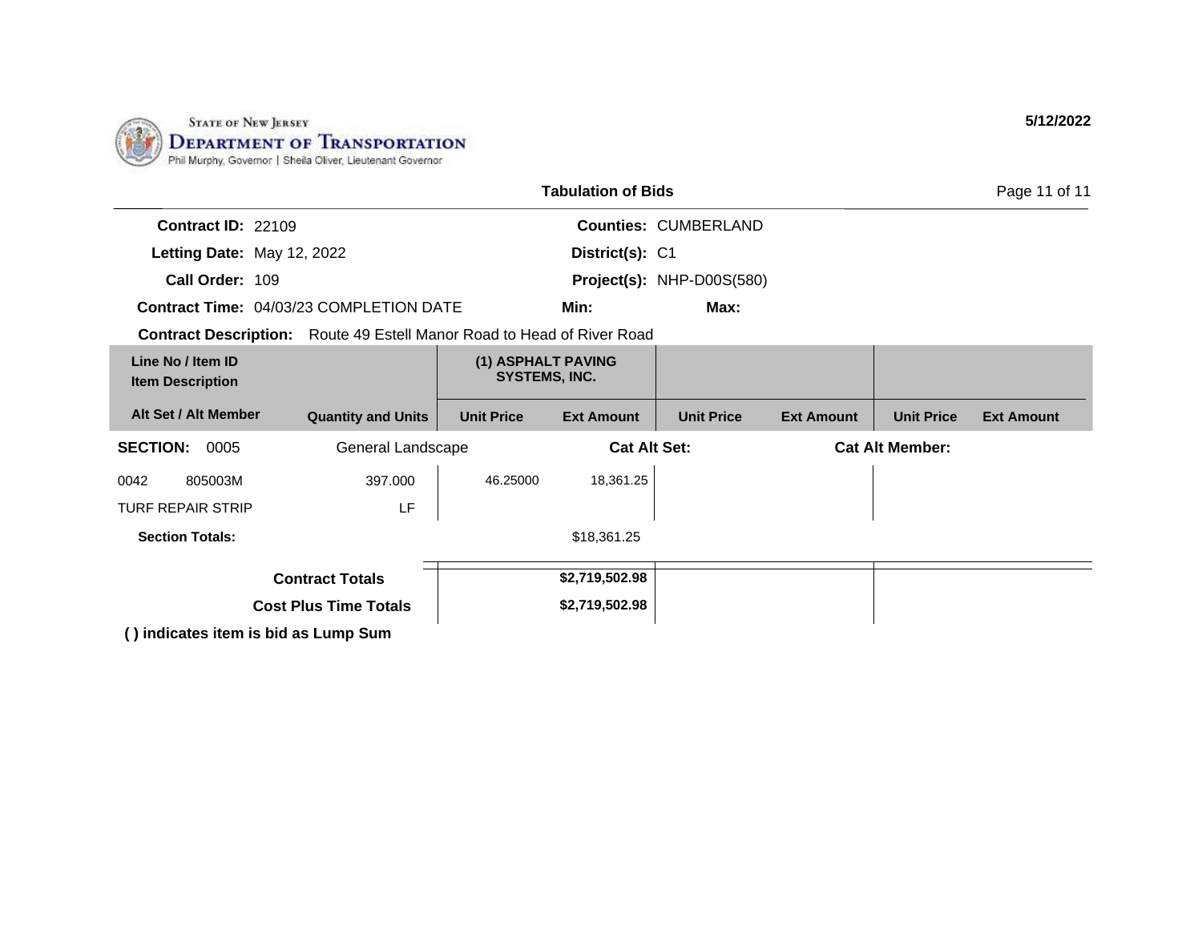STATE OF NEW JERSEY
DEPARTMENT OF TRANSPORTATION
Phil Murphy, Governor | Sheila Oliver, Lieutenant Governor

5/12/2022

**Tabulation of Bids**

**Contract ID:** 22109
**Letting Date:** May 12, 2022
**Call Order:** 109
**Contract Time:** 04/03/23 COMPLETION DATE
**Counties:** CUMBERLAND
**District(s):** C1
**Project(s):** NHP-D00S(580)
**Min:**
**Max:**
**Contract Description:** Route 49 Estell Manor Road to Head of River Road

| Line No / Item ID / Item Description | Alt Set / Alt Member | Quantity and Units | (1) ASPHALT PAVING SYSTEMS, INC. Unit Price | (1) ASPHALT PAVING SYSTEMS, INC. Ext Amount | Unit Price | Ext Amount | Unit Price | Ext Amount |
|---|---|---|---|---|---|---|---|---|
| **SECTION: 0005** | | General Landscape | | **Cat Alt Set:** | | | **Cat Alt Member:** | |
| 0042 805003M TURF REPAIR STRIP | | 397.000 LF | 46.25000 | 18,361.25 | | | | |
| **Section Totals:** | | | | $18,361.25 | | | | |
| **Contract Totals** | | | | **$2,719,502.98** | | | | |
| **Cost Plus Time Totals** | | | | **$2,719,502.98** | | | | |

**( ) indicates item is bid as Lump Sum**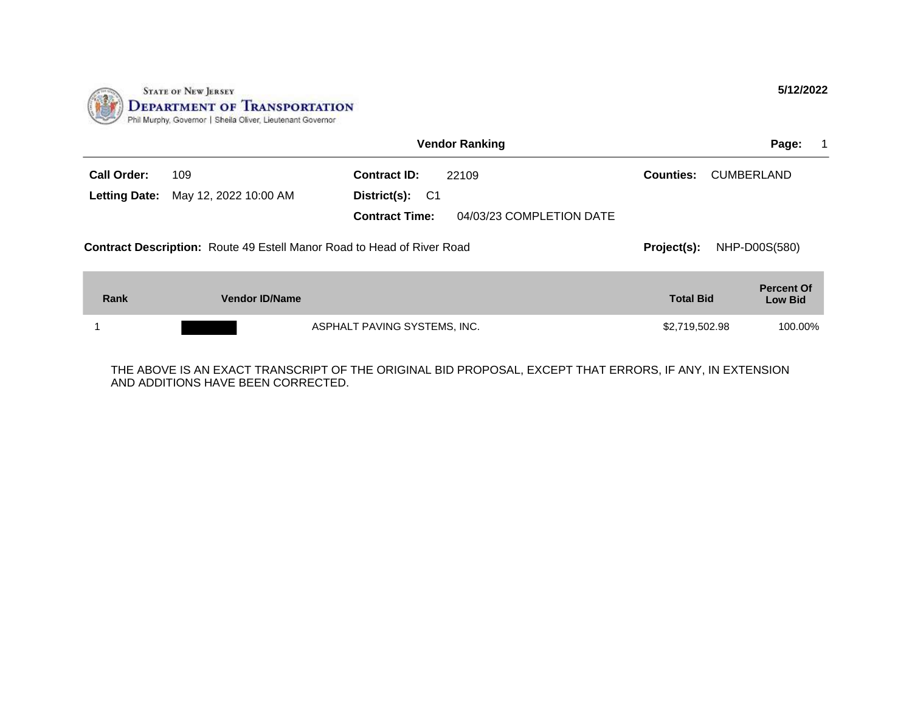**STATE OF NEW JERSEY**
**DEPARTMENT OF TRANSPORTATION**
Phil Murphy, Governor | Sheila Oliver, Lieutenant Governor

**5/12/2022**

## Vendor Ranking

**Call Order:** 109
**Letting Date:** May 12, 2022 10:00 AM
**Contract ID:** 22109
**District(s):** C1
**Contract Time:** 04/03/23 COMPLETION DATE
**Counties:** CUMBERLAND

**Contract Description:** Route 49 Estell Manor Road to Head of River Road
**Project(s):** NHP-D00S(580)

| Rank | Vendor ID/Name | | Total Bid | Percent Of Low Bid |
|---|---|---|---|---|
| 1 | ███ | ASPHALT PAVING SYSTEMS, INC. | $2,719,502.98 | 100.00% |

THE ABOVE IS AN EXACT TRANSCRIPT OF THE ORIGINAL BID PROPOSAL, EXCEPT THAT ERRORS, IF ANY, IN EXTENSION AND ADDITIONS HAVE BEEN CORRECTED.